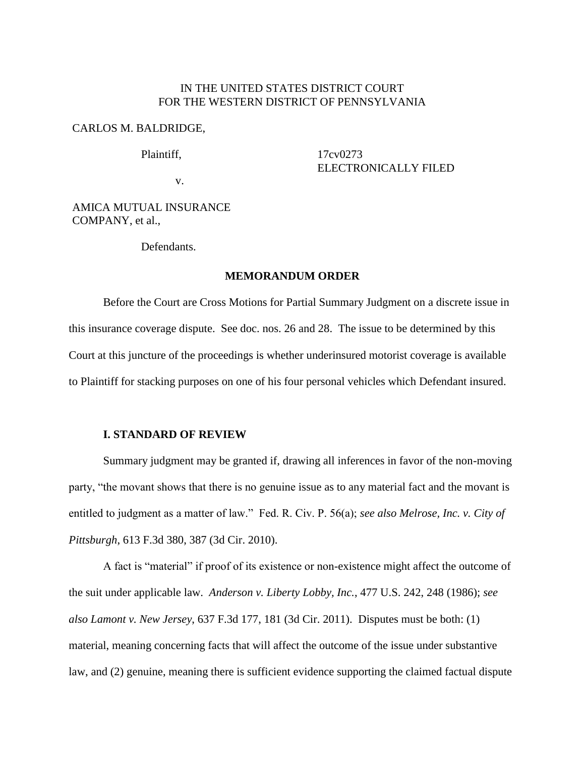IN THE UNITED STATES DISTRICT COURT
FOR THE WESTERN DISTRICT OF PENNSYLVANIA

CARLOS M. BALDRIDGE,

Plaintiff,

v.

17cv0273
ELECTRONICALLY FILED

AMICA MUTUAL INSURANCE COMPANY, et al.,

Defendants.

**MEMORANDUM ORDER**

Before the Court are Cross Motions for Partial Summary Judgment on a discrete issue in this insurance coverage dispute. See doc. nos. 26 and 28. The issue to be determined by this Court at this juncture of the proceedings is whether underinsured motorist coverage is available to Plaintiff for stacking purposes on one of his four personal vehicles which Defendant insured.

**I. STANDARD OF REVIEW**

Summary judgment may be granted if, drawing all inferences in favor of the non-moving party, "the movant shows that there is no genuine issue as to any material fact and the movant is entitled to judgment as a matter of law." Fed. R. Civ. P. 56(a); *see also Melrose, Inc. v. City of Pittsburgh*, 613 F.3d 380, 387 (3d Cir. 2010).

A fact is "material" if proof of its existence or non-existence might affect the outcome of the suit under applicable law. *Anderson v. Liberty Lobby, Inc.*, 477 U.S. 242, 248 (1986); *see also Lamont v. New Jersey*, 637 F.3d 177, 181 (3d Cir. 2011). Disputes must be both: (1) material, meaning concerning facts that will affect the outcome of the issue under substantive law, and (2) genuine, meaning there is sufficient evidence supporting the claimed factual dispute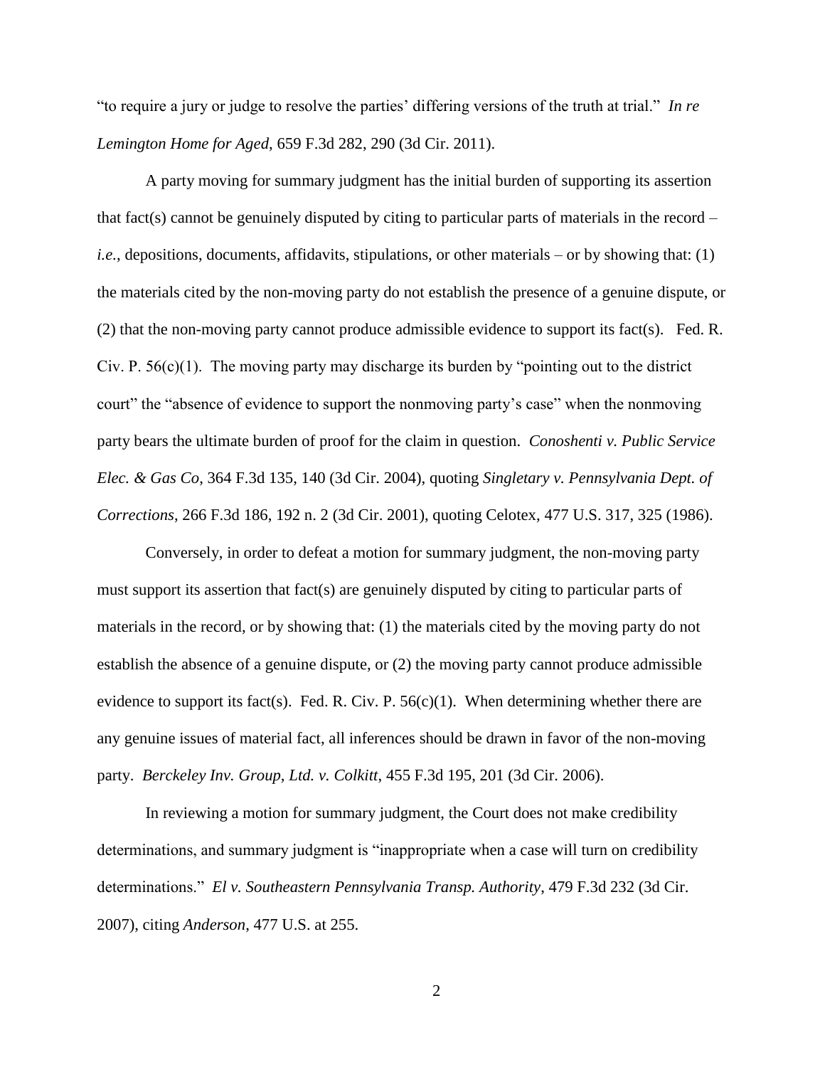"to require a jury or judge to resolve the parties' differing versions of the truth at trial." *In re Lemington Home for Aged*, 659 F.3d 282, 290 (3d Cir. 2011).

A party moving for summary judgment has the initial burden of supporting its assertion that fact(s) cannot be genuinely disputed by citing to particular parts of materials in the record – *i.e.*, depositions, documents, affidavits, stipulations, or other materials – or by showing that: (1) the materials cited by the non-moving party do not establish the presence of a genuine dispute, or (2) that the non-moving party cannot produce admissible evidence to support its fact(s). Fed. R. Civ. P. 56(c)(1). The moving party may discharge its burden by "pointing out to the district court" the "absence of evidence to support the nonmoving party's case" when the nonmoving party bears the ultimate burden of proof for the claim in question. *Conoshenti v. Public Service Elec. & Gas Co*, 364 F.3d 135, 140 (3d Cir. 2004), quoting *Singletary v. Pennsylvania Dept. of Corrections*, 266 F.3d 186, 192 n. 2 (3d Cir. 2001), quoting Celotex, 477 U.S. 317, 325 (1986).

Conversely, in order to defeat a motion for summary judgment, the non-moving party must support its assertion that fact(s) are genuinely disputed by citing to particular parts of materials in the record, or by showing that: (1) the materials cited by the moving party do not establish the absence of a genuine dispute, or (2) the moving party cannot produce admissible evidence to support its fact(s). Fed. R. Civ. P. 56(c)(1). When determining whether there are any genuine issues of material fact, all inferences should be drawn in favor of the non-moving party. *Berckeley Inv. Group, Ltd. v. Colkitt*, 455 F.3d 195, 201 (3d Cir. 2006).

In reviewing a motion for summary judgment, the Court does not make credibility determinations, and summary judgment is "inappropriate when a case will turn on credibility determinations." *El v. Southeastern Pennsylvania Transp. Authority*, 479 F.3d 232 (3d Cir. 2007), citing *Anderson*, 477 U.S. at 255.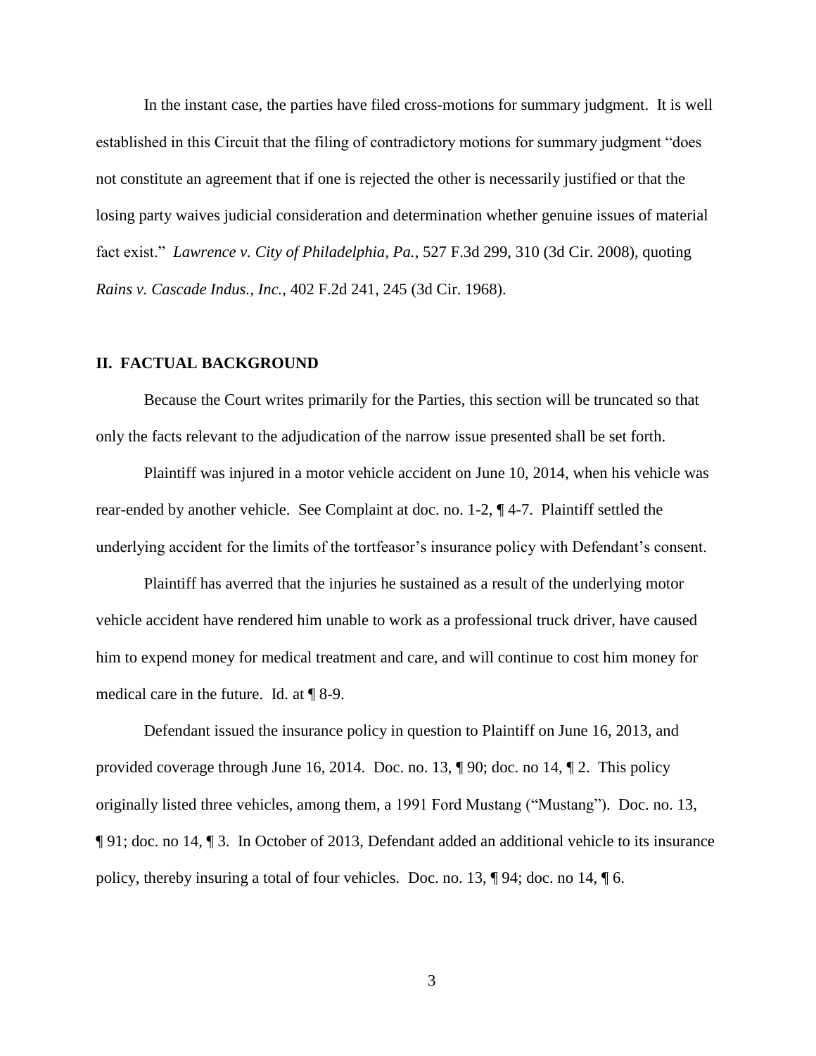In the instant case, the parties have filed cross-motions for summary judgment. It is well established in this Circuit that the filing of contradictory motions for summary judgment "does not constitute an agreement that if one is rejected the other is necessarily justified or that the losing party waives judicial consideration and determination whether genuine issues of material fact exist." *Lawrence v. City of Philadelphia, Pa.*, 527 F.3d 299, 310 (3d Cir. 2008), quoting *Rains v. Cascade Indus., Inc.*, 402 F.2d 241, 245 (3d Cir. 1968).

## II. FACTUAL BACKGROUND

Because the Court writes primarily for the Parties, this section will be truncated so that only the facts relevant to the adjudication of the narrow issue presented shall be set forth.

Plaintiff was injured in a motor vehicle accident on June 10, 2014, when his vehicle was rear-ended by another vehicle. See Complaint at doc. no. 1-2, ¶ 4-7. Plaintiff settled the underlying accident for the limits of the tortfeasor's insurance policy with Defendant's consent.

Plaintiff has averred that the injuries he sustained as a result of the underlying motor vehicle accident have rendered him unable to work as a professional truck driver, have caused him to expend money for medical treatment and care, and will continue to cost him money for medical care in the future. Id. at ¶ 8-9.

Defendant issued the insurance policy in question to Plaintiff on June 16, 2013, and provided coverage through June 16, 2014. Doc. no. 13, ¶ 90; doc. no 14, ¶ 2. This policy originally listed three vehicles, among them, a 1991 Ford Mustang ("Mustang"). Doc. no. 13, ¶ 91; doc. no 14, ¶ 3. In October of 2013, Defendant added an additional vehicle to its insurance policy, thereby insuring a total of four vehicles. Doc. no. 13, ¶ 94; doc. no 14, ¶ 6.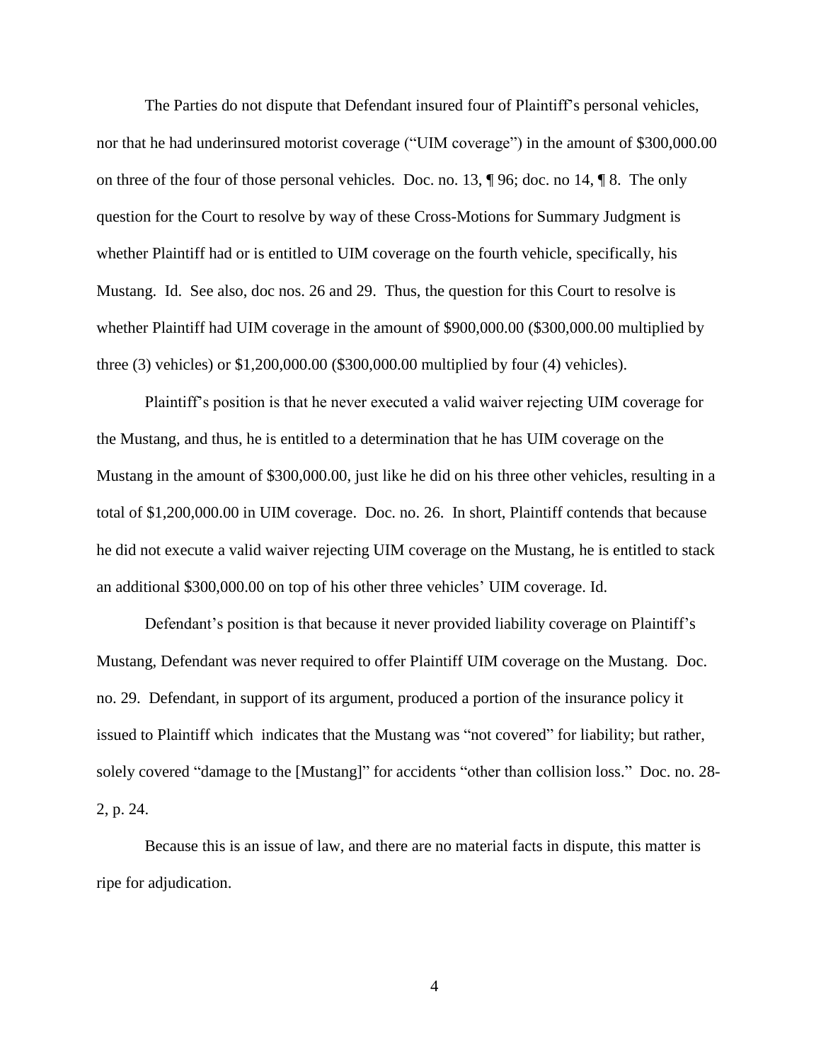The Parties do not dispute that Defendant insured four of Plaintiff's personal vehicles, nor that he had underinsured motorist coverage ("UIM coverage") in the amount of $300,000.00 on three of the four of those personal vehicles. Doc. no. 13, ¶ 96; doc. no 14, ¶ 8. The only question for the Court to resolve by way of these Cross-Motions for Summary Judgment is whether Plaintiff had or is entitled to UIM coverage on the fourth vehicle, specifically, his Mustang. Id. See also, doc nos. 26 and 29. Thus, the question for this Court to resolve is whether Plaintiff had UIM coverage in the amount of $900,000.00 ($300,000.00 multiplied by three (3) vehicles) or $1,200,000.00 ($300,000.00 multiplied by four (4) vehicles).

Plaintiff's position is that he never executed a valid waiver rejecting UIM coverage for the Mustang, and thus, he is entitled to a determination that he has UIM coverage on the Mustang in the amount of $300,000.00, just like he did on his three other vehicles, resulting in a total of $1,200,000.00 in UIM coverage. Doc. no. 26. In short, Plaintiff contends that because he did not execute a valid waiver rejecting UIM coverage on the Mustang, he is entitled to stack an additional $300,000.00 on top of his other three vehicles' UIM coverage. Id.

Defendant's position is that because it never provided liability coverage on Plaintiff's Mustang, Defendant was never required to offer Plaintiff UIM coverage on the Mustang. Doc. no. 29. Defendant, in support of its argument, produced a portion of the insurance policy it issued to Plaintiff which indicates that the Mustang was "not covered" for liability; but rather, solely covered "damage to the [Mustang]" for accidents "other than collision loss." Doc. no. 28-2, p. 24.

Because this is an issue of law, and there are no material facts in dispute, this matter is ripe for adjudication.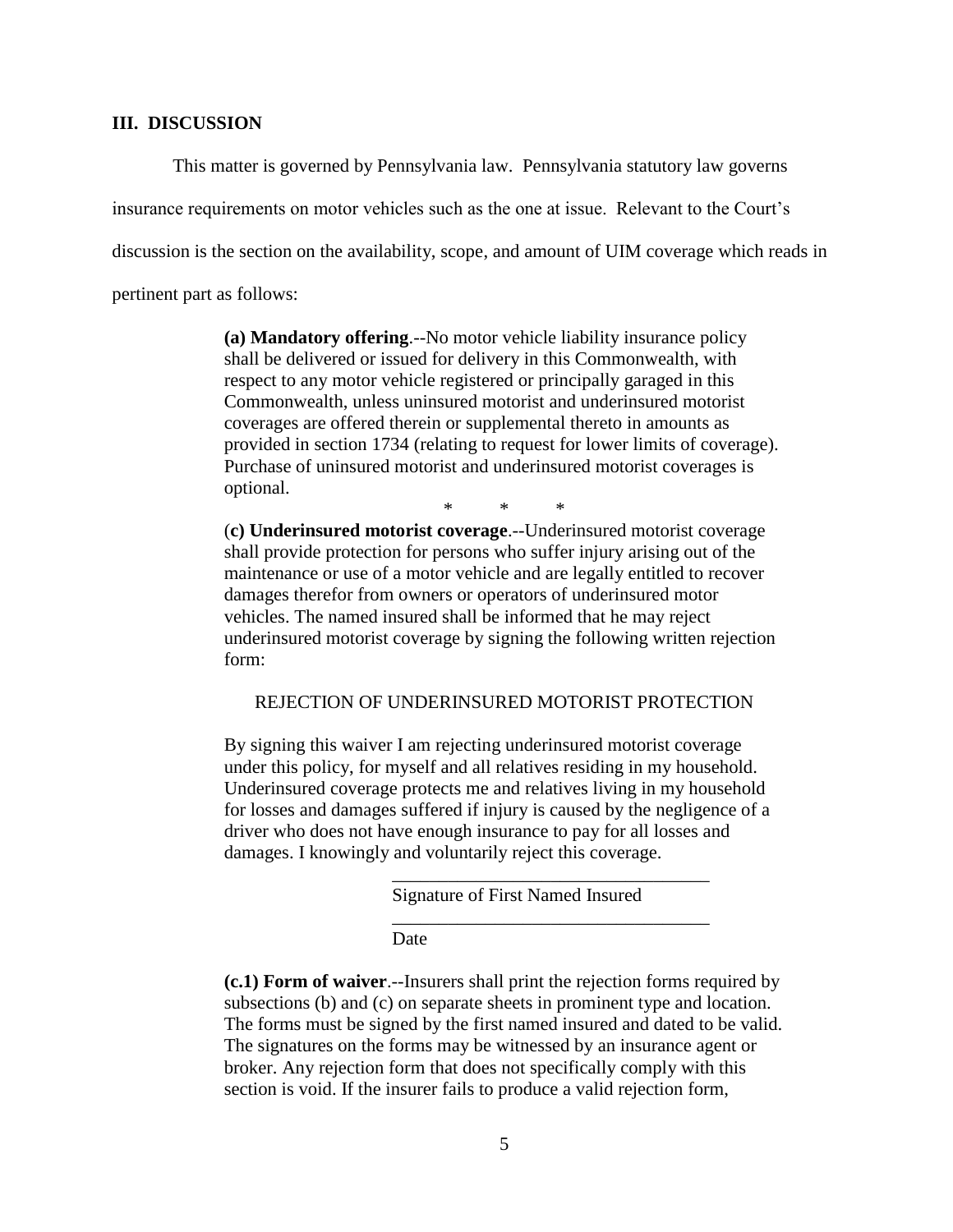## III. DISCUSSION

This matter is governed by Pennsylvania law. Pennsylvania statutory law governs insurance requirements on motor vehicles such as the one at issue. Relevant to the Court's discussion is the section on the availability, scope, and amount of UIM coverage which reads in pertinent part as follows:

> **(a) Mandatory offering**.--No motor vehicle liability insurance policy shall be delivered or issued for delivery in this Commonwealth, with respect to any motor vehicle registered or principally garaged in this Commonwealth, unless uninsured motorist and underinsured motorist coverages are offered therein or supplemental thereto in amounts as provided in section 1734 (relating to request for lower limits of coverage). Purchase of uninsured motorist and underinsured motorist coverages is optional.
>
> \* \* \*
>
> (**c) Underinsured motorist coverage**.--Underinsured motorist coverage shall provide protection for persons who suffer injury arising out of the maintenance or use of a motor vehicle and are legally entitled to recover damages therefor from owners or operators of underinsured motor vehicles. The named insured shall be informed that he may reject underinsured motorist coverage by signing the following written rejection form:
>
> REJECTION OF UNDERINSURED MOTORIST PROTECTION
>
> By signing this waiver I am rejecting underinsured motorist coverage under this policy, for myself and all relatives residing in my household. Underinsured coverage protects me and relatives living in my household for losses and damages suffered if injury is caused by the negligence of a driver who does not have enough insurance to pay for all losses and damages. I knowingly and voluntarily reject this coverage.
>
> \_\_\_\_\_\_\_\_\_\_\_\_\_\_\_\_\_\_\_\_\_\_\_\_\_\_\_\_\_\_\_\_\_\_
> Signature of First Named Insured
>
> \_\_\_\_\_\_\_\_\_\_\_\_\_\_\_\_\_\_\_\_\_\_\_\_\_\_\_\_\_\_\_\_\_\_
> Date
>
> **(c.1) Form of waiver**.--Insurers shall print the rejection forms required by subsections (b) and (c) on separate sheets in prominent type and location. The forms must be signed by the first named insured and dated to be valid. The signatures on the forms may be witnessed by an insurance agent or broker. Any rejection form that does not specifically comply with this section is void. If the insurer fails to produce a valid rejection form,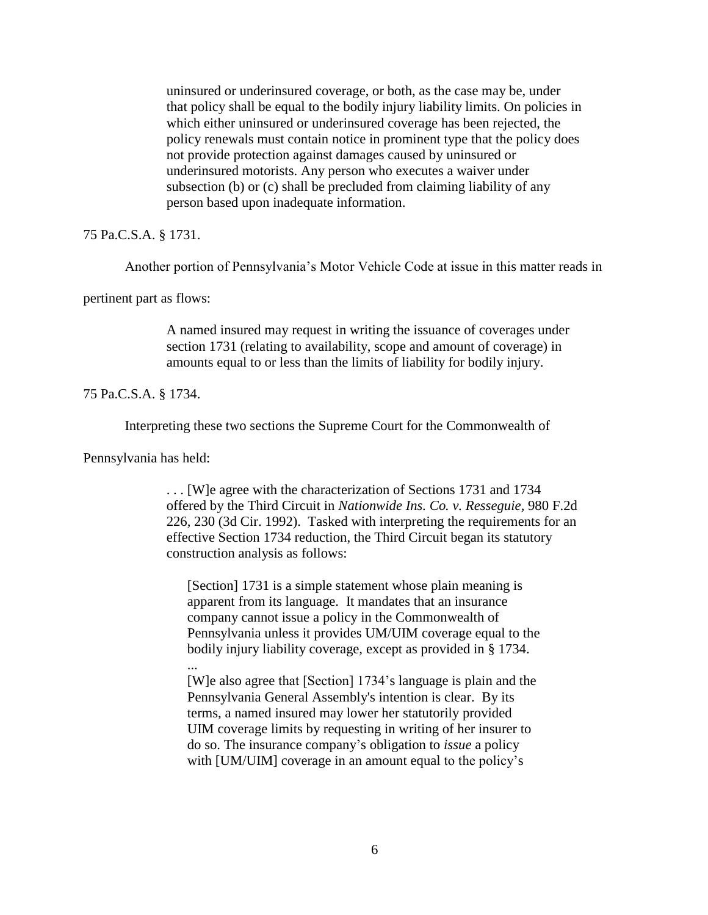> uninsured or underinsured coverage, or both, as the case may be, under that policy shall be equal to the bodily injury liability limits. On policies in which either uninsured or underinsured coverage has been rejected, the policy renewals must contain notice in prominent type that the policy does not provide protection against damages caused by uninsured or underinsured motorists. Any person who executes a waiver under subsection (b) or (c) shall be precluded from claiming liability of any person based upon inadequate information.

75 Pa.C.S.A. § 1731.

Another portion of Pennsylvania's Motor Vehicle Code at issue in this matter reads in pertinent part as flows:

> A named insured may request in writing the issuance of coverages under section 1731 (relating to availability, scope and amount of coverage) in amounts equal to or less than the limits of liability for bodily injury.

75 Pa.C.S.A. § 1734.

Interpreting these two sections the Supreme Court for the Commonwealth of Pennsylvania has held:

> . . . [W]e agree with the characterization of Sections 1731 and 1734 offered by the Third Circuit in *Nationwide Ins. Co. v. Resseguie*, 980 F.2d 226, 230 (3d Cir. 1992). Tasked with interpreting the requirements for an effective Section 1734 reduction, the Third Circuit began its statutory construction analysis as follows:
>
> > [Section] 1731 is a simple statement whose plain meaning is apparent from its language. It mandates that an insurance company cannot issue a policy in the Commonwealth of Pennsylvania unless it provides UM/UIM coverage equal to the bodily injury liability coverage, except as provided in § 1734.
> > ...
> > [W]e also agree that [Section] 1734's language is plain and the Pennsylvania General Assembly's intention is clear. By its terms, a named insured may lower her statutorily provided UIM coverage limits by requesting in writing of her insurer to do so. The insurance company's obligation to *issue* a policy with [UM/UIM] coverage in an amount equal to the policy's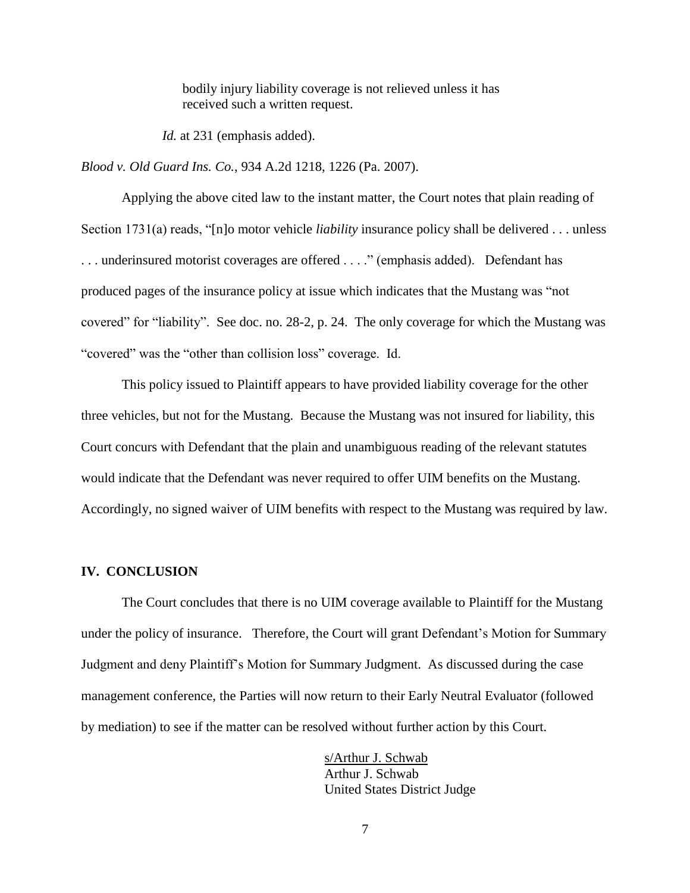> bodily injury liability coverage is not relieved unless it has received such a written request.

*Id.* at 231 (emphasis added).

*Blood v. Old Guard Ins. Co.*, 934 A.2d 1218, 1226 (Pa. 2007).

Applying the above cited law to the instant matter, the Court notes that plain reading of Section 1731(a) reads, "[n]o motor vehicle *liability* insurance policy shall be delivered . . . unless . . . underinsured motorist coverages are offered . . . ." (emphasis added). Defendant has produced pages of the insurance policy at issue which indicates that the Mustang was "not covered" for "liability". See doc. no. 28-2, p. 24. The only coverage for which the Mustang was "covered" was the "other than collision loss" coverage. Id.

This policy issued to Plaintiff appears to have provided liability coverage for the other three vehicles, but not for the Mustang. Because the Mustang was not insured for liability, this Court concurs with Defendant that the plain and unambiguous reading of the relevant statutes would indicate that the Defendant was never required to offer UIM benefits on the Mustang. Accordingly, no signed waiver of UIM benefits with respect to the Mustang was required by law.

## IV. CONCLUSION

The Court concludes that there is no UIM coverage available to Plaintiff for the Mustang under the policy of insurance. Therefore, the Court will grant Defendant's Motion for Summary Judgment and deny Plaintiff's Motion for Summary Judgment. As discussed during the case management conference, the Parties will now return to their Early Neutral Evaluator (followed by mediation) to see if the matter can be resolved without further action by this Court.

s/Arthur J. Schwab
Arthur J. Schwab
United States District Judge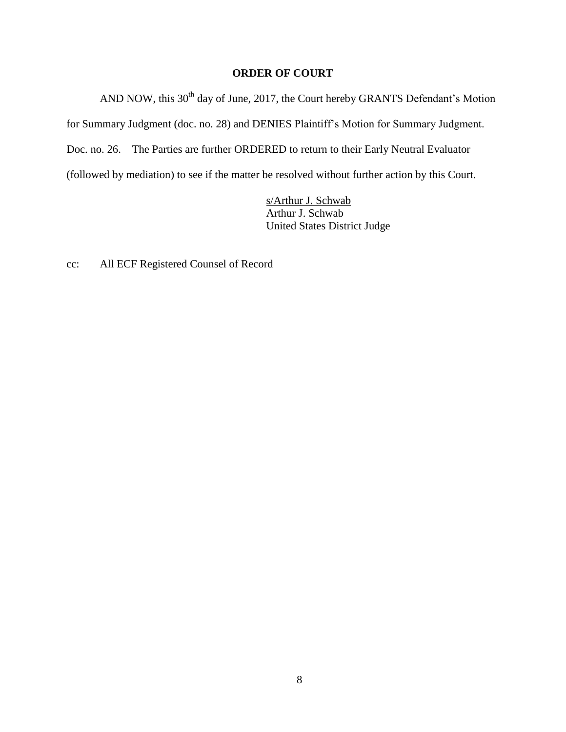**ORDER OF COURT**

AND NOW, this 30th day of June, 2017, the Court hereby GRANTS Defendant's Motion for Summary Judgment (doc. no. 28) and DENIES Plaintiff's Motion for Summary Judgment. Doc. no. 26. The Parties are further ORDERED to return to their Early Neutral Evaluator (followed by mediation) to see if the matter be resolved without further action by this Court.

s/Arthur J. Schwab
Arthur J. Schwab
United States District Judge

cc: All ECF Registered Counsel of Record